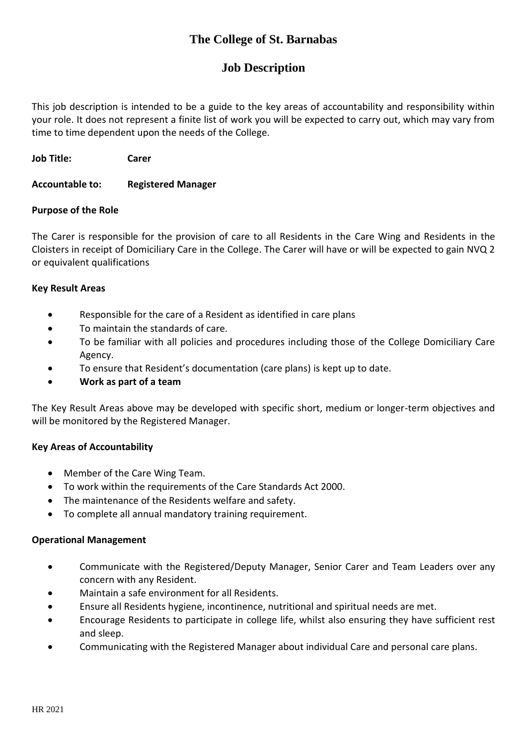# The College of St. Barnabas

## Job Description

This job description is intended to be a guide to the key areas of accountability and responsibility within your role. It does not represent a finite list of work you will be expected to carry out, which may vary from time to time dependent upon the needs of the College.

**Job Title:** **Carer**

**Accountable to:** **Registered Manager**

**Purpose of the Role**

The Carer is responsible for the provision of care to all Residents in the Care Wing and Residents in the Cloisters in receipt of Domiciliary Care in the College. The Carer will have or will be expected to gain NVQ 2 or equivalent qualifications

**Key Result Areas**

- Responsible for the care of a Resident as identified in care plans
- To maintain the standards of care.
- To be familiar with all policies and procedures including those of the College Domiciliary Care Agency.
- To ensure that Resident's documentation (care plans) is kept up to date.
- **Work as part of a team**

The Key Result Areas above may be developed with specific short, medium or longer-term objectives and will be monitored by the Registered Manager.

**Key Areas of Accountability**

- Member of the Care Wing Team.
- To work within the requirements of the Care Standards Act 2000.
- The maintenance of the Residents welfare and safety.
- To complete all annual mandatory training requirement.

**Operational Management**

- Communicate with the Registered/Deputy Manager, Senior Carer and Team Leaders over any concern with any Resident.
- Maintain a safe environment for all Residents.
- Ensure all Residents hygiene, incontinence, nutritional and spiritual needs are met.
- Encourage Residents to participate in college life, whilst also ensuring they have sufficient rest and sleep.
- Communicating with the Registered Manager about individual Care and personal care plans.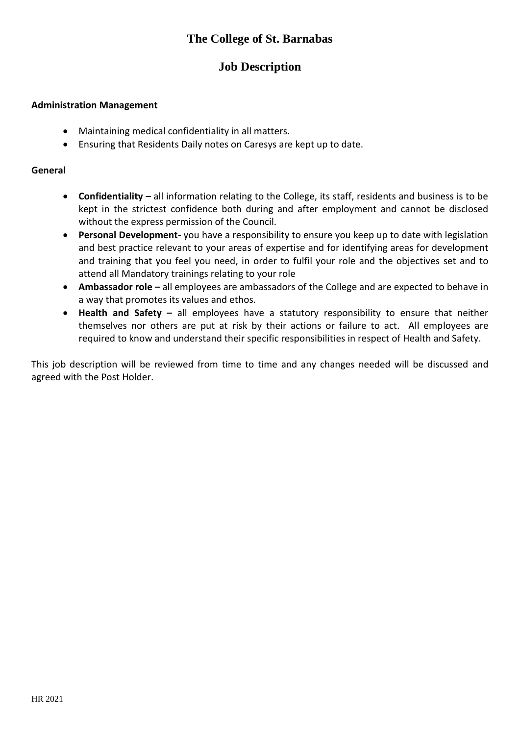# The College of St. Barnabas

## Job Description

**Administration Management**

- Maintaining medical confidentiality in all matters.
- Ensuring that Residents Daily notes on Caresys are kept up to date.

**General**

- **Confidentiality –** all information relating to the College, its staff, residents and business is to be kept in the strictest confidence both during and after employment and cannot be disclosed without the express permission of the Council.
- **Personal Development-** you have a responsibility to ensure you keep up to date with legislation and best practice relevant to your areas of expertise and for identifying areas for development and training that you feel you need, in order to fulfil your role and the objectives set and to attend all Mandatory trainings relating to your role
- **Ambassador role –** all employees are ambassadors of the College and are expected to behave in a way that promotes its values and ethos.
- **Health and Safety –** all employees have a statutory responsibility to ensure that neither themselves nor others are put at risk by their actions or failure to act. All employees are required to know and understand their specific responsibilities in respect of Health and Safety.

This job description will be reviewed from time to time and any changes needed will be discussed and agreed with the Post Holder.